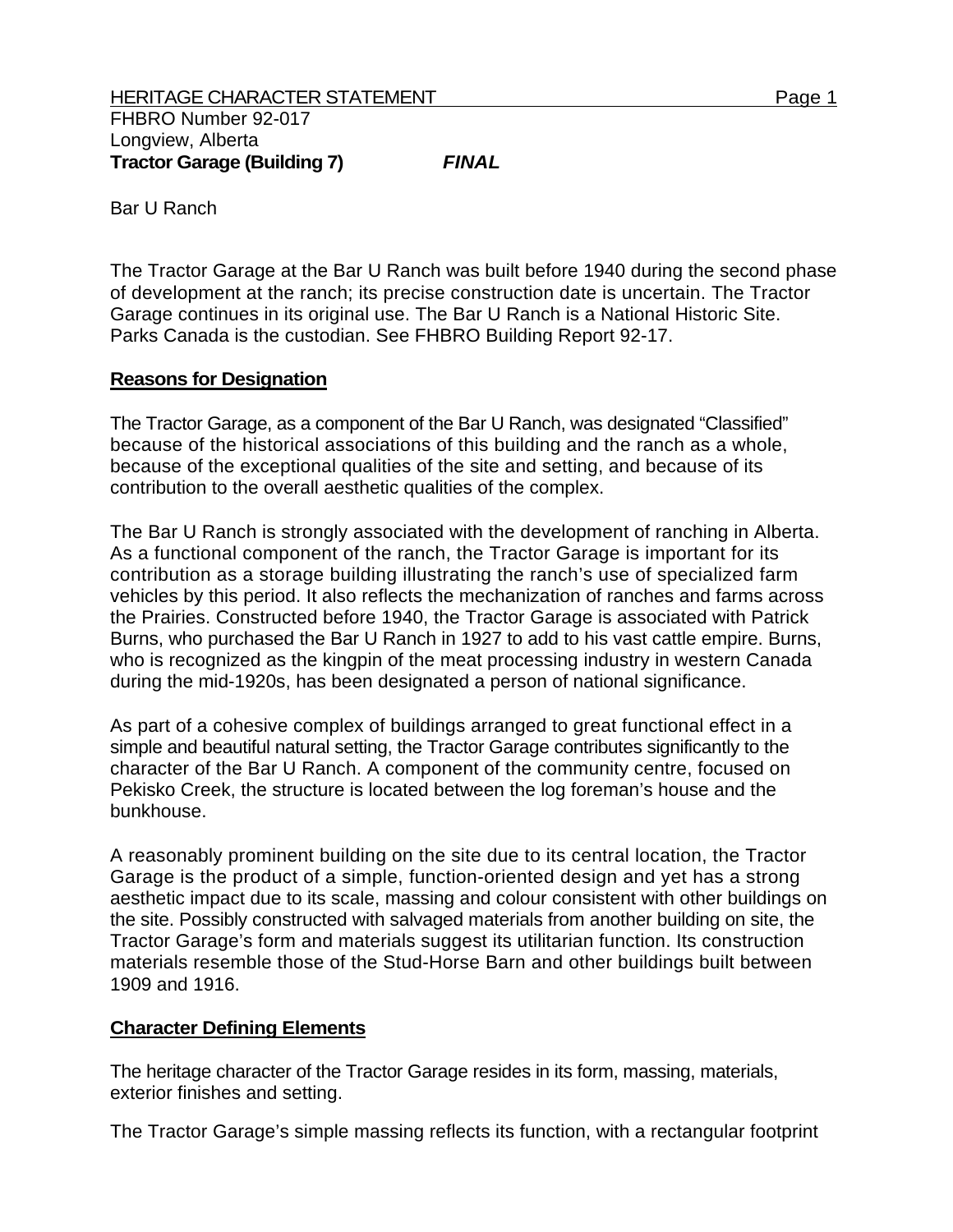HERITAGE CHARACTER STATEMENT

FHBRO Number 92-017
Longview, Alberta
**Tractor Garage (Building 7)** ***FINAL***

Bar U Ranch

The Tractor Garage at the Bar U Ranch was built before 1940 during the second phase of development at the ranch; its precise construction date is uncertain. The Tractor Garage continues in its original use. The Bar U Ranch is a National Historic Site. Parks Canada is the custodian. See FHBRO Building Report 92-17.

## Reasons for Designation

The Tractor Garage, as a component of the Bar U Ranch, was designated "Classified" because of the historical associations of this building and the ranch as a whole, because of the exceptional qualities of the site and setting, and because of its contribution to the overall aesthetic qualities of the complex.

The Bar U Ranch is strongly associated with the development of ranching in Alberta. As a functional component of the ranch, the Tractor Garage is important for its contribution as a storage building illustrating the ranch's use of specialized farm vehicles by this period. It also reflects the mechanization of ranches and farms across the Prairies. Constructed before 1940, the Tractor Garage is associated with Patrick Burns, who purchased the Bar U Ranch in 1927 to add to his vast cattle empire. Burns, who is recognized as the kingpin of the meat processing industry in western Canada during the mid-1920s, has been designated a person of national significance.

As part of a cohesive complex of buildings arranged to great functional effect in a simple and beautiful natural setting, the Tractor Garage contributes significantly to the character of the Bar U Ranch. A component of the community centre, focused on Pekisko Creek, the structure is located between the log foreman's house and the bunkhouse.

A reasonably prominent building on the site due to its central location, the Tractor Garage is the product of a simple, function-oriented design and yet has a strong aesthetic impact due to its scale, massing and colour consistent with other buildings on the site. Possibly constructed with salvaged materials from another building on site, the Tractor Garage's form and materials suggest its utilitarian function. Its construction materials resemble those of the Stud-Horse Barn and other buildings built between 1909 and 1916.

## Character Defining Elements

The heritage character of the Tractor Garage resides in its form, massing, materials, exterior finishes and setting.

The Tractor Garage's simple massing reflects its function, with a rectangular footprint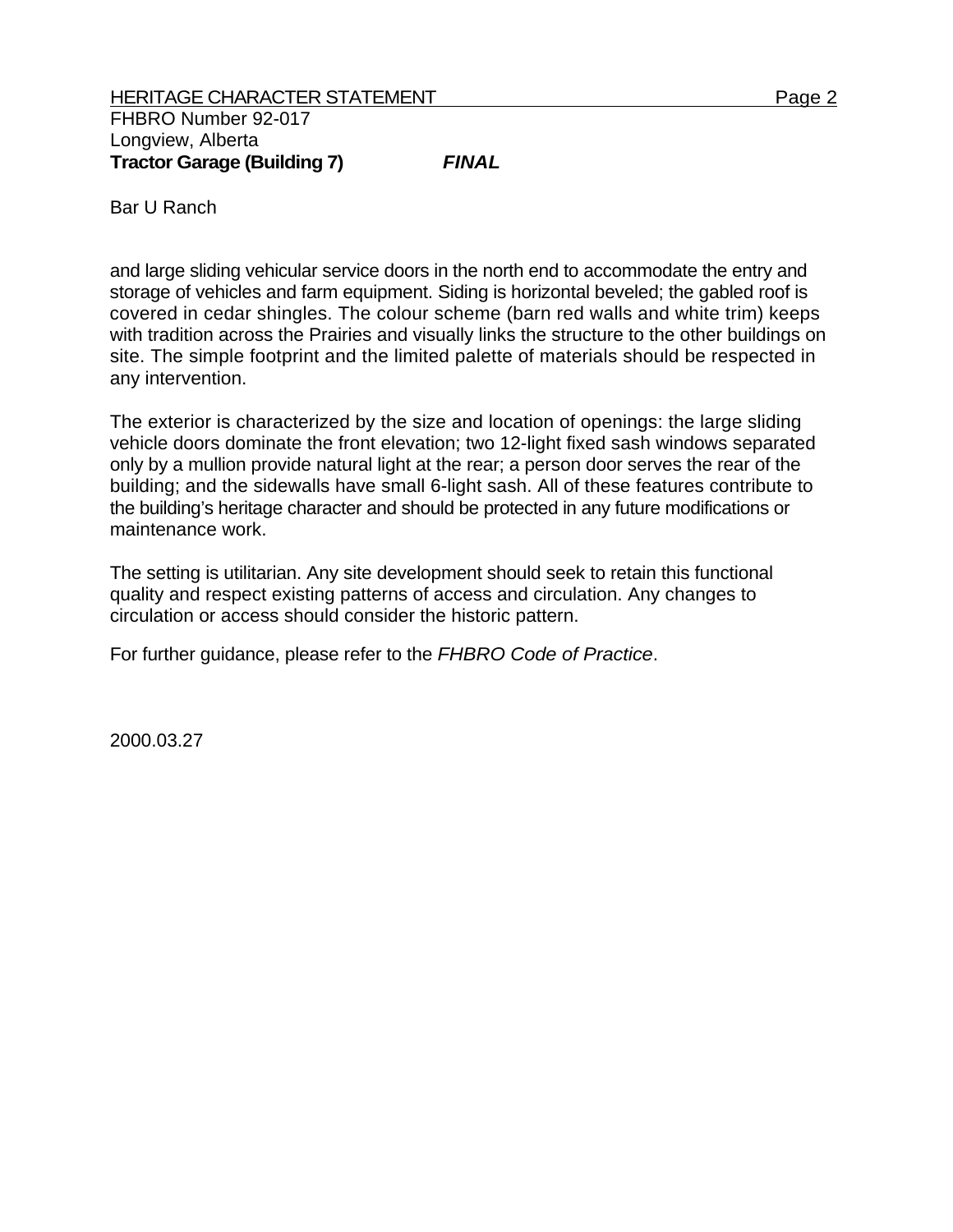Bar U Ranch

and large sliding vehicular service doors in the north end to accommodate the entry and storage of vehicles and farm equipment. Siding is horizontal beveled; the gabled roof is covered in cedar shingles. The colour scheme (barn red walls and white trim) keeps with tradition across the Prairies and visually links the structure to the other buildings on site. The simple footprint and the limited palette of materials should be respected in any intervention.

The exterior is characterized by the size and location of openings: the large sliding vehicle doors dominate the front elevation; two 12-light fixed sash windows separated only by a mullion provide natural light at the rear; a person door serves the rear of the building; and the sidewalls have small 6-light sash. All of these features contribute to the building's heritage character and should be protected in any future modifications or maintenance work.

The setting is utilitarian. Any site development should seek to retain this functional quality and respect existing patterns of access and circulation. Any changes to circulation or access should consider the historic pattern.

For further guidance, please refer to the *FHBRO Code of Practice*.

2000.03.27